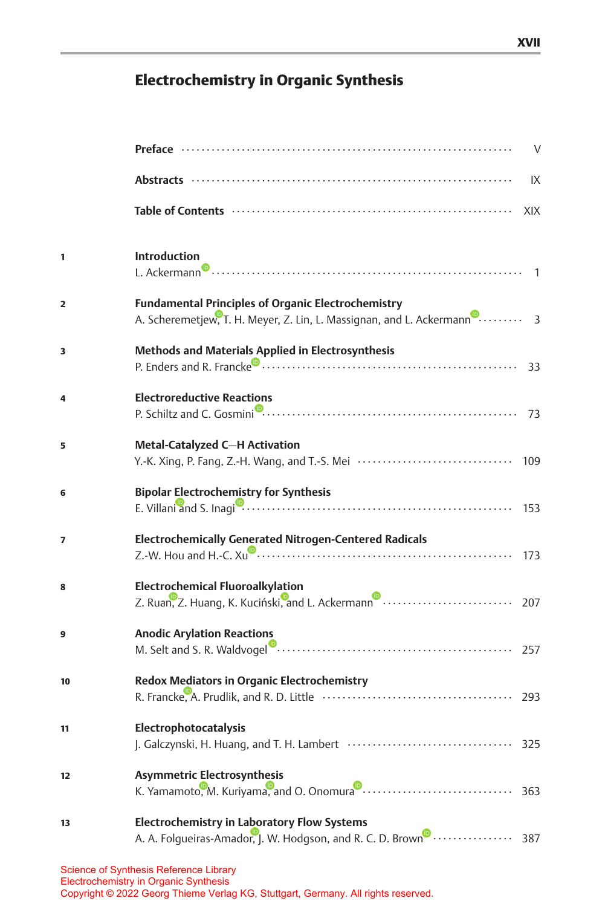# Electrochemistry in Organic Synthesis

**Preface** ........................................................................ V

**Abstracts** ........................................................................ IX

**Table of Contents** ........................................................................ XIX

**1** **Introduction**
L. Ackermann ........................................................................ 1

**2** **Fundamental Principles of Organic Electrochemistry**
A. Scheremetjew, T. H. Meyer, Z. Lin, L. Massignan, and L. Ackermann ........ 3

**3** **Methods and Materials Applied in Electrosynthesis**
P. Enders and R. Francke ........................................................................ 33

**4** **Electroreductive Reactions**
P. Schiltz and C. Gosmini ........................................................................ 73

**5** **Metal-Catalyzed C—H Activation**
Y.-K. Xing, P. Fang, Z.-H. Wang, and T.-S. Mei ........................................ 109

**6** **Bipolar Electrochemistry for Synthesis**
E. Villani and S. Inagi ........................................................................ 153

**7** **Electrochemically Generated Nitrogen-Centered Radicals**
Z.-W. Hou and H.-C. Xu ........................................................................ 173

**8** **Electrochemical Fluoroalkylation**
Z. Ruan, Z. Huang, K. Kuciński, and L. Ackermann ................................ 207

**9** **Anodic Arylation Reactions**
M. Selt and S. R. Waldvogel ........................................................................ 257

**10** **Redox Mediators in Organic Electrochemistry**
R. Francke, A. Prudlik, and R. D. Little ................................................ 293

**11** **Electrophotocatalysis**
J. Galczynski, H. Huang, and T. H. Lambert ........................................ 325

**12** **Asymmetric Electrosynthesis**
K. Yamamoto, M. Kuriyama, and O. Onomura ........................................ 363

**13** **Electrochemistry in Laboratory Flow Systems**
A. A. Folgueiras-Amador, J. W. Hodgson, and R. C. D. Brown ................ 387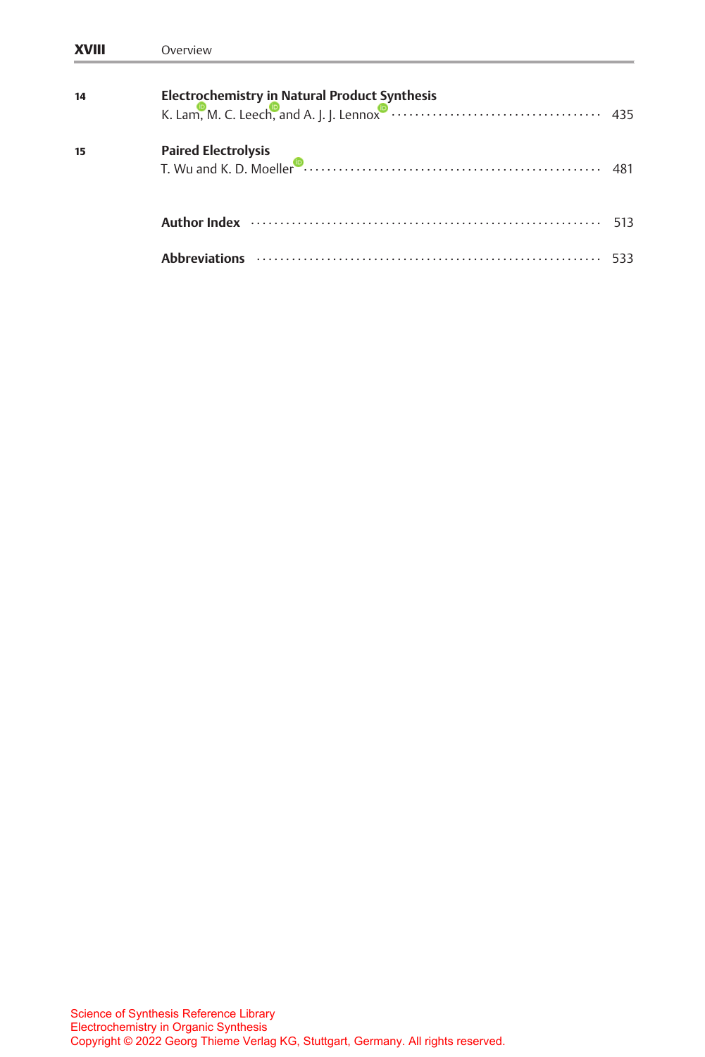**14** **Electrochemistry in Natural Product Synthesis**
K. Lam, M. C. Leech, and A. J. J. Lennox ........................................ 435

**15** **Paired Electrolysis**
T. Wu and K. D. Moeller ........................................ 481

**Author Index** ........................................ 513

**Abbreviations** ........................................ 533

Science of Synthesis Reference Library
Electrochemistry in Organic Synthesis
Copyright © 2022 Georg Thieme Verlag KG, Stuttgart, Germany. All rights reserved.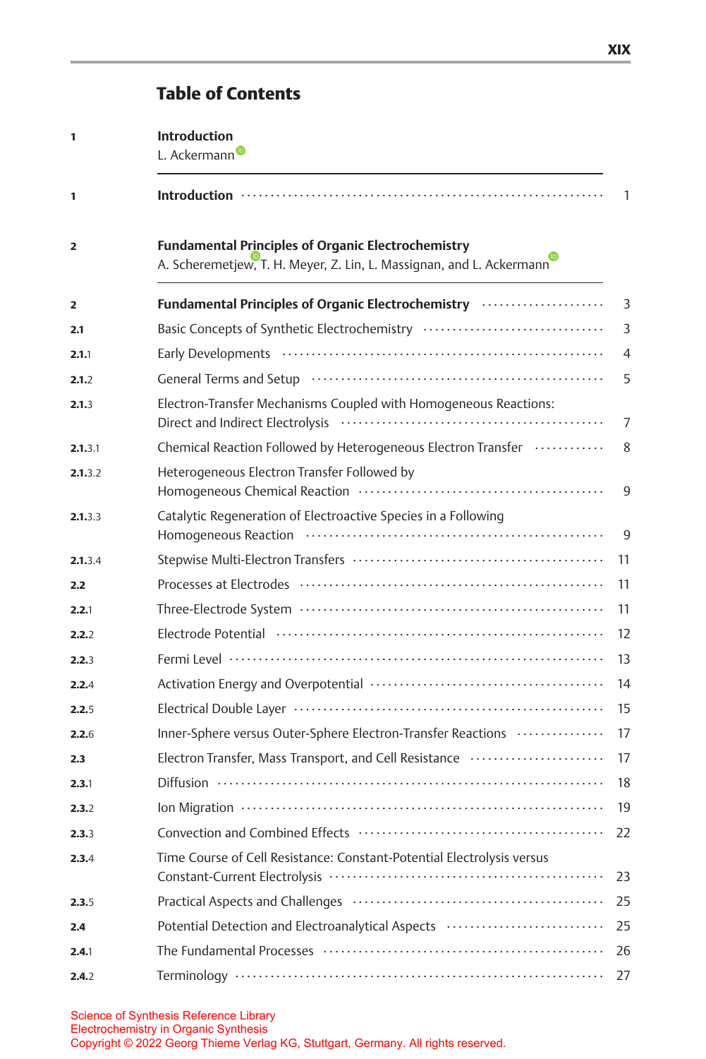## Table of Contents

**1** **Introduction**
L. Ackermann

| | | |
|---|---|---|
| **1** | **Introduction** | 1 |

**2** **Fundamental Principles of Organic Electrochemistry**
A. Scheremetjew, T. H. Meyer, Z. Lin, L. Massignan, and L. Ackermann

| | | |
|---|---|---|
| **2** | **Fundamental Principles of Organic Electrochemistry** | 3 |
| **2.1** | Basic Concepts of Synthetic Electrochemistry | 3 |
| **2.1**.1 | Early Developments | 4 |
| **2.1**.2 | General Terms and Setup | 5 |
| **2.1**.3 | Electron-Transfer Mechanisms Coupled with Homogeneous Reactions: Direct and Indirect Electrolysis | 7 |
| **2.1**.3.1 | Chemical Reaction Followed by Heterogeneous Electron Transfer | 8 |
| **2.1**.3.2 | Heterogeneous Electron Transfer Followed by Homogeneous Chemical Reaction | 9 |
| **2.1**.3.3 | Catalytic Regeneration of Electroactive Species in a Following Homogeneous Reaction | 9 |
| **2.1**.3.4 | Stepwise Multi-Electron Transfers | 11 |
| **2.2** | Processes at Electrodes | 11 |
| **2.2**.1 | Three-Electrode System | 11 |
| **2.2**.2 | Electrode Potential | 12 |
| **2.2**.3 | Fermi Level | 13 |
| **2.2**.4 | Activation Energy and Overpotential | 14 |
| **2.2**.5 | Electrical Double Layer | 15 |
| **2.2**.6 | Inner-Sphere versus Outer-Sphere Electron-Transfer Reactions | 17 |
| **2.3** | Electron Transfer, Mass Transport, and Cell Resistance | 17 |
| **2.3**.1 | Diffusion | 18 |
| **2.3**.2 | Ion Migration | 19 |
| **2.3**.3 | Convection and Combined Effects | 22 |
| **2.3**.4 | Time Course of Cell Resistance: Constant-Potential Electrolysis versus Constant-Current Electrolysis | 23 |
| **2.3**.5 | Practical Aspects and Challenges | 25 |
| **2.4** | Potential Detection and Electroanalytical Aspects | 25 |
| **2.4**.1 | The Fundamental Processes | 26 |
| **2.4**.2 | Terminology | 27 |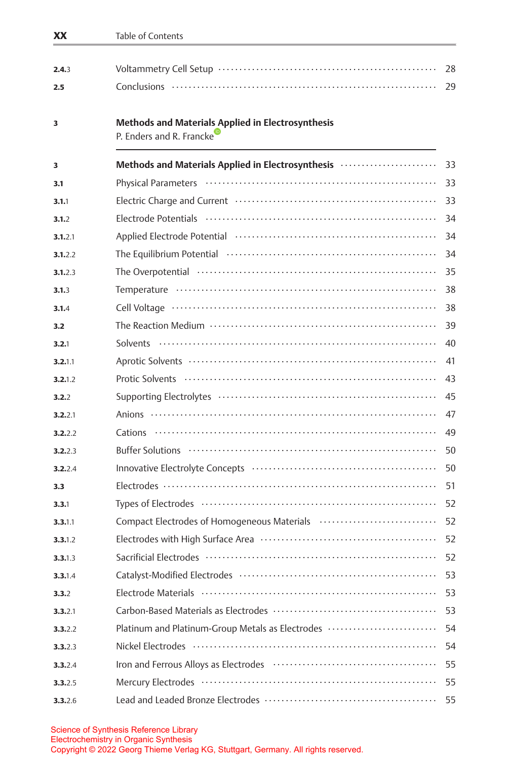| | | |
|---|---|---|
| **2.4**.3 | Voltammetry Cell Setup | 28 |
| **2.5** | Conclusions | 29 |

**3** **Methods and Materials Applied in Electrosynthesis**
P. Enders and R. Francke

| | | |
|---|---|---|
| **3** | **Methods and Materials Applied in Electrosynthesis** | 33 |
| **3.1** | Physical Parameters | 33 |
| **3.1**.1 | Electric Charge and Current | 33 |
| **3.1**.2 | Electrode Potentials | 34 |
| **3.1**.2.1 | Applied Electrode Potential | 34 |
| **3.1**.2.2 | The Equilibrium Potential | 34 |
| **3.1**.2.3 | The Overpotential | 35 |
| **3.1**.3 | Temperature | 38 |
| **3.1**.4 | Cell Voltage | 38 |
| **3.2** | The Reaction Medium | 39 |
| **3.2**.1 | Solvents | 40 |
| **3.2**.1.1 | Aprotic Solvents | 41 |
| **3.2**.1.2 | Protic Solvents | 43 |
| **3.2**.2 | Supporting Electrolytes | 45 |
| **3.2**.2.1 | Anions | 47 |
| **3.2**.2.2 | Cations | 49 |
| **3.2**.2.3 | Buffer Solutions | 50 |
| **3.2**.2.4 | Innovative Electrolyte Concepts | 50 |
| **3.3** | Electrodes | 51 |
| **3.3**.1 | Types of Electrodes | 52 |
| **3.3**.1.1 | Compact Electrodes of Homogeneous Materials | 52 |
| **3.3**.1.2 | Electrodes with High Surface Area | 52 |
| **3.3**.1.3 | Sacrificial Electrodes | 52 |
| **3.3**.1.4 | Catalyst-Modified Electrodes | 53 |
| **3.3**.2 | Electrode Materials | 53 |
| **3.3**.2.1 | Carbon-Based Materials as Electrodes | 53 |
| **3.3**.2.2 | Platinum and Platinum-Group Metals as Electrodes | 54 |
| **3.3**.2.3 | Nickel Electrodes | 54 |
| **3.3**.2.4 | Iron and Ferrous Alloys as Electrodes | 55 |
| **3.3**.2.5 | Mercury Electrodes | 55 |
| **3.3**.2.6 | Lead and Leaded Bronze Electrodes | 55 |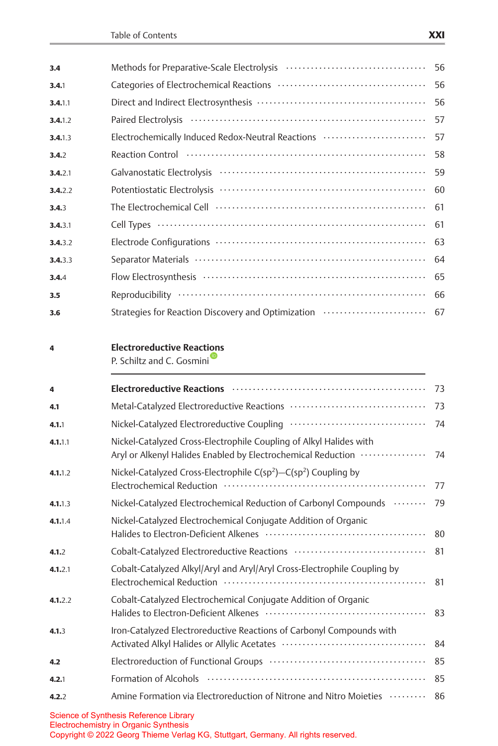| | | |
|---|---|---|
| **3.4** | Methods for Preparative-Scale Electrolysis | 56 |
| **3.4**.1 | Categories of Electrochemical Reactions | 56 |
| **3.4**.1.1 | Direct and Indirect Electrosynthesis | 56 |
| **3.4**.1.2 | Paired Electrolysis | 57 |
| **3.4**.1.3 | Electrochemically Induced Redox-Neutral Reactions | 57 |
| **3.4**.2 | Reaction Control | 58 |
| **3.4**.2.1 | Galvanostatic Electrolysis | 59 |
| **3.4**.2.2 | Potentiostatic Electrolysis | 60 |
| **3.4**.3 | The Electrochemical Cell | 61 |
| **3.4**.3.1 | Cell Types | 61 |
| **3.4**.3.2 | Electrode Configurations | 63 |
| **3.4**.3.3 | Separator Materials | 64 |
| **3.4**.4 | Flow Electrosynthesis | 65 |
| **3.5** | Reproducibility | 66 |
| **3.6** | Strategies for Reaction Discovery and Optimization | 67 |

**4** **Electroreductive Reactions**
P. Schiltz and C. Gosmini

| | | |
|---|---|---|
| **4** | **Electroreductive Reactions** | 73 |
| **4.1** | Metal-Catalyzed Electroreductive Reactions | 73 |
| **4.1**.1 | Nickel-Catalyzed Electroreductive Coupling | 74 |
| **4.1**.1.1 | Nickel-Catalyzed Cross-Electrophile Coupling of Alkyl Halides with Aryl or Alkenyl Halides Enabled by Electrochemical Reduction | 74 |
| **4.1**.1.2 | Nickel-Catalyzed Cross-Electrophile $C(sp^2)$—$C(sp^2)$ Coupling by Electrochemical Reduction | 77 |
| **4.1**.1.3 | Nickel-Catalyzed Electrochemical Reduction of Carbonyl Compounds | 79 |
| **4.1**.1.4 | Nickel-Catalyzed Electrochemical Conjugate Addition of Organic Halides to Electron-Deficient Alkenes | 80 |
| **4.1**.2 | Cobalt-Catalyzed Electroreductive Reactions | 81 |
| **4.1**.2.1 | Cobalt-Catalyzed Alkyl/Aryl and Aryl/Aryl Cross-Electrophile Coupling by Electrochemical Reduction | 81 |
| **4.1**.2.2 | Cobalt-Catalyzed Electrochemical Conjugate Addition of Organic Halides to Electron-Deficient Alkenes | 83 |
| **4.1**.3 | Iron-Catalyzed Electroreductive Reactions of Carbonyl Compounds with Activated Alkyl Halides or Allylic Acetates | 84 |
| **4.2** | Electroreduction of Functional Groups | 85 |
| **4.2**.1 | Formation of Alcohols | 85 |
| **4.2**.2 | Amine Formation via Electroreduction of Nitrone and Nitro Moieties | 86 |

Science of Synthesis Reference Library
Electrochemistry in Organic Synthesis
Copyright © 2022 Georg Thieme Verlag KG, Stuttgart, Germany. All rights reserved.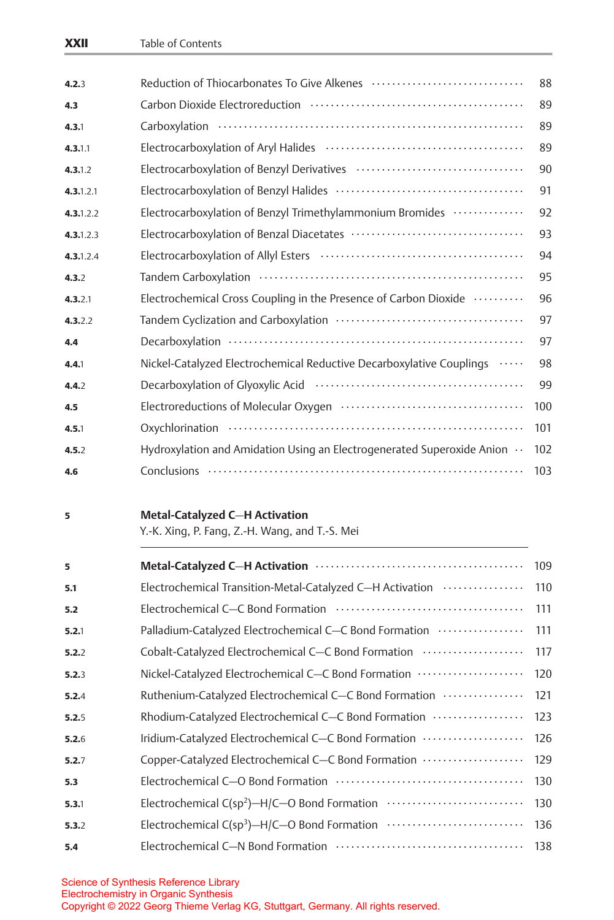| | | |
|---|---|---|
| **4.2.**3 | Reduction of Thiocarbonates To Give Alkenes | 88 |
| **4.3** | Carbon Dioxide Electroreduction | 89 |
| **4.3.**1 | Carboxylation | 89 |
| **4.3.**1.1 | Electrocarboxylation of Aryl Halides | 89 |
| **4.3.**1.2 | Electrocarboxylation of Benzyl Derivatives | 90 |
| **4.3.**1.2.1 | Electrocarboxylation of Benzyl Halides | 91 |
| **4.3.**1.2.2 | Electrocarboxylation of Benzyl Trimethylammonium Bromides | 92 |
| **4.3.**1.2.3 | Electrocarboxylation of Benzal Diacetates | 93 |
| **4.3.**1.2.4 | Electrocarboxylation of Allyl Esters | 94 |
| **4.3.**2 | Tandem Carboxylation | 95 |
| **4.3.**2.1 | Electrochemical Cross Coupling in the Presence of Carbon Dioxide | 96 |
| **4.3.**2.2 | Tandem Cyclization and Carboxylation | 97 |
| **4.4** | Decarboxylation | 97 |
| **4.4.**1 | Nickel-Catalyzed Electrochemical Reductive Decarboxylative Couplings | 98 |
| **4.4.**2 | Decarboxylation of Glyoxylic Acid | 99 |
| **4.5** | Electroreductions of Molecular Oxygen | 100 |
| **4.5.**1 | Oxychlorination | 101 |
| **4.5.**2 | Hydroxylation and Amidation Using an Electrogenerated Superoxide Anion | 102 |
| **4.6** | Conclusions | 103 |

## 5 Metal-Catalyzed C—H Activation

Y.-K. Xing, P. Fang, Z.-H. Wang, and T.-S. Mei

| | | |
|---|---|---|
| **5** | **Metal-Catalyzed C—H Activation** | 109 |
| **5.1** | Electrochemical Transition-Metal-Catalyzed C—H Activation | 110 |
| **5.2** | Electrochemical C—C Bond Formation | 111 |
| **5.2.**1 | Palladium-Catalyzed Electrochemical C—C Bond Formation | 111 |
| **5.2.**2 | Cobalt-Catalyzed Electrochemical C—C Bond Formation | 117 |
| **5.2.**3 | Nickel-Catalyzed Electrochemical C—C Bond Formation | 120 |
| **5.2.**4 | Ruthenium-Catalyzed Electrochemical C—C Bond Formation | 121 |
| **5.2.**5 | Rhodium-Catalyzed Electrochemical C—C Bond Formation | 123 |
| **5.2.**6 | Iridium-Catalyzed Electrochemical C—C Bond Formation | 126 |
| **5.2.**7 | Copper-Catalyzed Electrochemical C—C Bond Formation | 129 |
| **5.3** | Electrochemical C—O Bond Formation | 130 |
| **5.3.**1 | Electrochemical C($sp^2$)—H/C—O Bond Formation | 130 |
| **5.3.**2 | Electrochemical C($sp^3$)—H/C—O Bond Formation | 136 |
| **5.4** | Electrochemical C—N Bond Formation | 138 |

Science of Synthesis Reference Library
Electrochemistry in Organic Synthesis
Copyright © 2022 Georg Thieme Verlag KG, Stuttgart, Germany. All rights reserved.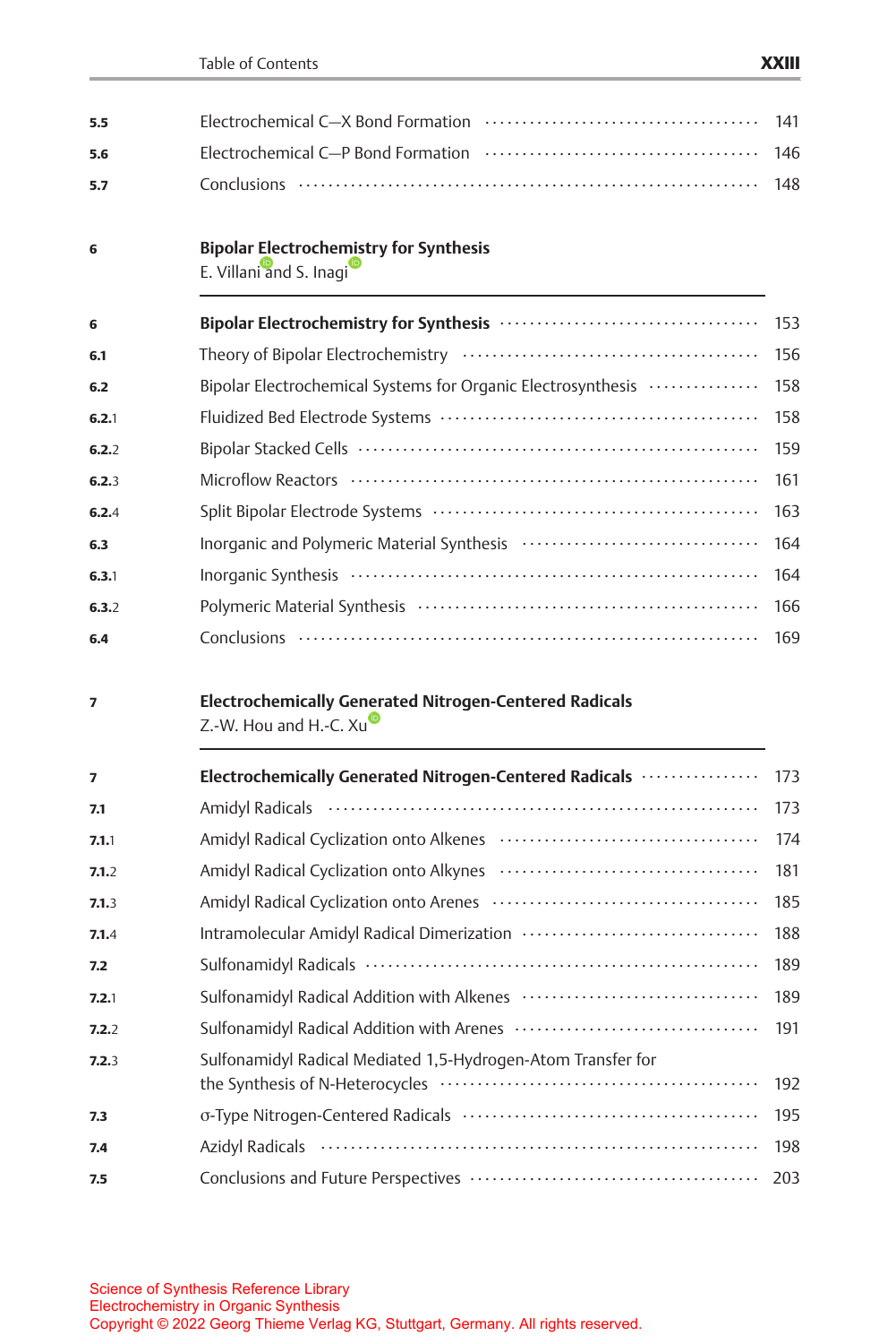| | | |
|---|---|---|
| **5.5** | Electrochemical C—X Bond Formation | 141 |
| **5.6** | Electrochemical C—P Bond Formation | 146 |
| **5.7** | Conclusions | 148 |

## 6 Bipolar Electrochemistry for Synthesis

E. Villani and S. Inagi

| | | |
|---|---|---|
| **6** | **Bipolar Electrochemistry for Synthesis** | 153 |
| **6.1** | Theory of Bipolar Electrochemistry | 156 |
| **6.2** | Bipolar Electrochemical Systems for Organic Electrosynthesis | 158 |
| **6.2.1** | Fluidized Bed Electrode Systems | 158 |
| **6.2.2** | Bipolar Stacked Cells | 159 |
| **6.2.3** | Microflow Reactors | 161 |
| **6.2.4** | Split Bipolar Electrode Systems | 163 |
| **6.3** | Inorganic and Polymeric Material Synthesis | 164 |
| **6.3.1** | Inorganic Synthesis | 164 |
| **6.3.2** | Polymeric Material Synthesis | 166 |
| **6.4** | Conclusions | 169 |

## 7 Electrochemically Generated Nitrogen-Centered Radicals

Z.-W. Hou and H.-C. Xu

| | | |
|---|---|---|
| **7** | **Electrochemically Generated Nitrogen-Centered Radicals** | 173 |
| **7.1** | Amidyl Radicals | 173 |
| **7.1.1** | Amidyl Radical Cyclization onto Alkenes | 174 |
| **7.1.2** | Amidyl Radical Cyclization onto Alkynes | 181 |
| **7.1.3** | Amidyl Radical Cyclization onto Arenes | 185 |
| **7.1.4** | Intramolecular Amidyl Radical Dimerization | 188 |
| **7.2** | Sulfonamidyl Radicals | 189 |
| **7.2.1** | Sulfonamidyl Radical Addition with Alkenes | 189 |
| **7.2.2** | Sulfonamidyl Radical Addition with Arenes | 191 |
| **7.2.3** | Sulfonamidyl Radical Mediated 1,5-Hydrogen-Atom Transfer for the Synthesis of N-Heterocycles | 192 |
| **7.3** | σ-Type Nitrogen-Centered Radicals | 195 |
| **7.4** | Azidyl Radicals | 198 |
| **7.5** | Conclusions and Future Perspectives | 203 |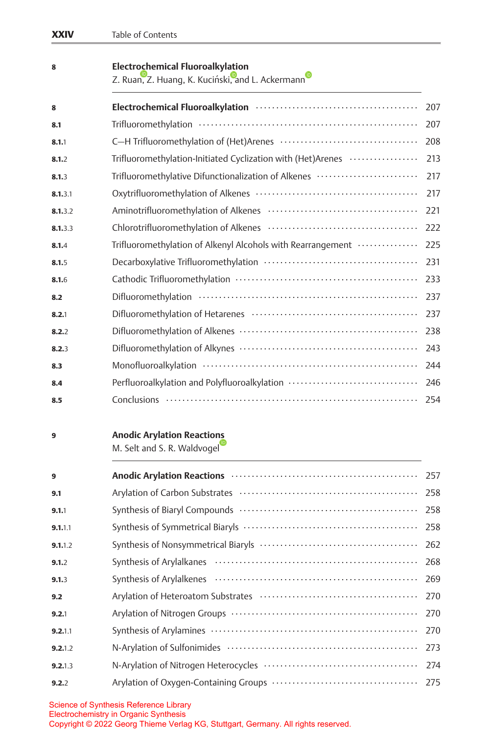| | | |
|---|---|---|
| **8** | **Electrochemical Fluoroalkylation**<br>Z. Ruan, Z. Huang, K. Kuciński, and L. Ackermann | |
| **8** | **Electrochemical Fluoroalkylation** | 207 |
| **8.1** | Trifluoromethylation | 207 |
| **8.1**.1 | C—H Trifluoromethylation of (Het)Arenes | 208 |
| **8.1**.2 | Trifluoromethylation-Initiated Cyclization with (Het)Arenes | 213 |
| **8.1**.3 | Trifluoromethylative Difunctionalization of Alkenes | 217 |
| **8.1**.3.1 | Oxytrifluoromethylation of Alkenes | 217 |
| **8.1**.3.2 | Aminotrifluoromethylation of Alkenes | 221 |
| **8.1**.3.3 | Chlorotrifluoromethylation of Alkenes | 222 |
| **8.1**.4 | Trifluoromethylation of Alkenyl Alcohols with Rearrangement | 225 |
| **8.1**.5 | Decarboxylative Trifluoromethylation | 231 |
| **8.1**.6 | Cathodic Trifluoromethylation | 233 |
| **8.2** | Difluoromethylation | 237 |
| **8.2**.1 | Difluoromethylation of Hetarenes | 237 |
| **8.2**.2 | Difluoromethylation of Alkenes | 238 |
| **8.2**.3 | Difluoromethylation of Alkynes | 243 |
| **8.3** | Monofluoroalkylation | 244 |
| **8.4** | Perfluoroalkylation and Polyfluoroalkylation | 246 |
| **8.5** | Conclusions | 254 |
| **9** | **Anodic Arylation Reactions**<br>M. Selt and S. R. Waldvogel | |
| **9** | **Anodic Arylation Reactions** | 257 |
| **9.1** | Arylation of Carbon Substrates | 258 |
| **9.1**.1 | Synthesis of Biaryl Compounds | 258 |
| **9.1**.1.1 | Synthesis of Symmetrical Biaryls | 258 |
| **9.1**.1.2 | Synthesis of Nonsymmetrical Biaryls | 262 |
| **9.1**.2 | Synthesis of Arylalkanes | 268 |
| **9.1**.3 | Synthesis of Arylalkenes | 269 |
| **9.2** | Arylation of Heteroatom Substrates | 270 |
| **9.2**.1 | Arylation of Nitrogen Groups | 270 |
| **9.2**.1.1 | Synthesis of Arylamines | 270 |
| **9.2**.1.2 | N-Arylation of Sulfonimides | 273 |
| **9.2**.1.3 | N-Arylation of Nitrogen Heterocycles | 274 |
| **9.2**.2 | Arylation of Oxygen-Containing Groups | 275 |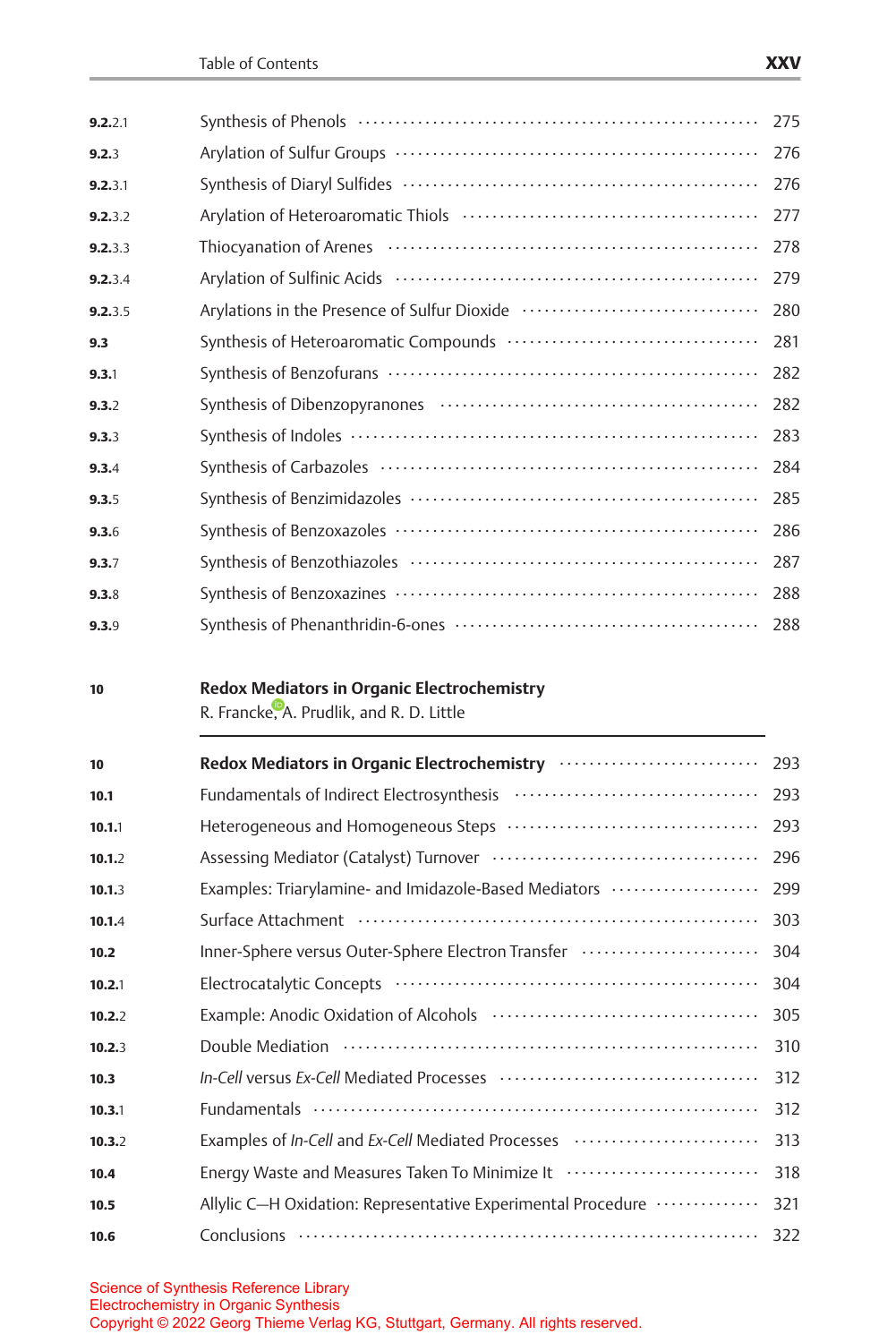| | | |
|---|---|---|
| **9.2**.2.1 | Synthesis of Phenols | 275 |
| **9.2**.3 | Arylation of Sulfur Groups | 276 |
| **9.2**.3.1 | Synthesis of Diaryl Sulfides | 276 |
| **9.2**.3.2 | Arylation of Heteroaromatic Thiols | 277 |
| **9.2**.3.3 | Thiocyanation of Arenes | 278 |
| **9.2**.3.4 | Arylation of Sulfinic Acids | 279 |
| **9.2**.3.5 | Arylations in the Presence of Sulfur Dioxide | 280 |
| **9.3** | Synthesis of Heteroaromatic Compounds | 281 |
| **9.3**.1 | Synthesis of Benzofurans | 282 |
| **9.3**.2 | Synthesis of Dibenzopyranones | 282 |
| **9.3**.3 | Synthesis of Indoles | 283 |
| **9.3**.4 | Synthesis of Carbazoles | 284 |
| **9.3**.5 | Synthesis of Benzimidazoles | 285 |
| **9.3**.6 | Synthesis of Benzoxazoles | 286 |
| **9.3**.7 | Synthesis of Benzothiazoles | 287 |
| **9.3**.8 | Synthesis of Benzoxazines | 288 |
| **9.3**.9 | Synthesis of Phenanthridin-6-ones | 288 |

**10** **Redox Mediators in Organic Electrochemistry**
R. Francke, A. Prudlik, and R. D. Little

| | | |
|---|---|---|
| **10** | **Redox Mediators in Organic Electrochemistry** | 293 |
| **10.1** | Fundamentals of Indirect Electrosynthesis | 293 |
| **10.1**.1 | Heterogeneous and Homogeneous Steps | 293 |
| **10.1**.2 | Assessing Mediator (Catalyst) Turnover | 296 |
| **10.1**.3 | Examples: Triarylamine- and Imidazole-Based Mediators | 299 |
| **10.1**.4 | Surface Attachment | 303 |
| **10.2** | Inner-Sphere versus Outer-Sphere Electron Transfer | 304 |
| **10.2**.1 | Electrocatalytic Concepts | 304 |
| **10.2**.2 | Example: Anodic Oxidation of Alcohols | 305 |
| **10.2**.3 | Double Mediation | 310 |
| **10.3** | *In-Cell* versus *Ex-Cell* Mediated Processes | 312 |
| **10.3**.1 | Fundamentals | 312 |
| **10.3**.2 | Examples of *In-Cell* and *Ex-Cell* Mediated Processes | 313 |
| **10.4** | Energy Waste and Measures Taken To Minimize It | 318 |
| **10.5** | Allylic C—H Oxidation: Representative Experimental Procedure | 321 |
| **10.6** | Conclusions | 322 |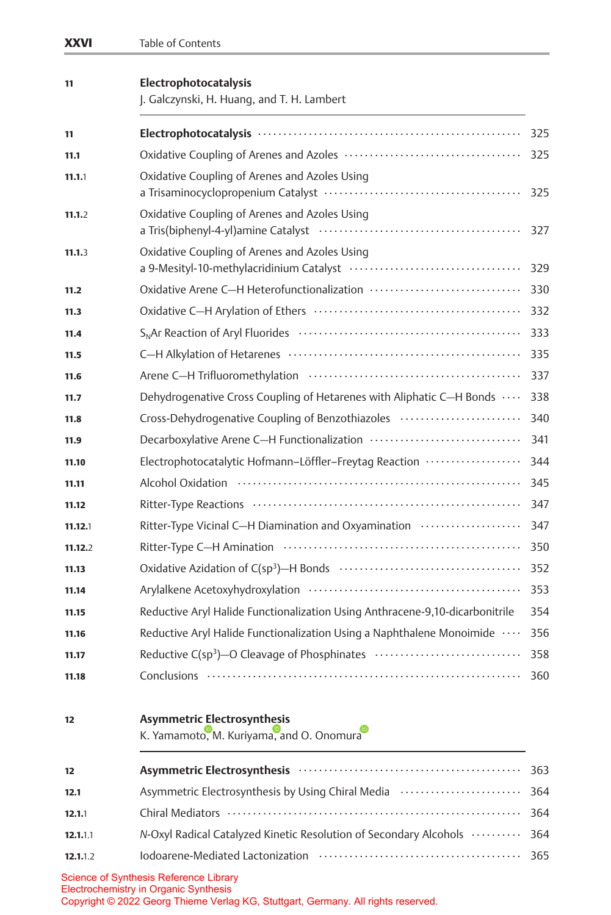| | | |
|---|---|---|
| **11** | **Electrophotocatalysis**<br>J. Galczynski, H. Huang, and T. H. Lambert | |
| **11** | **Electrophotocatalysis** | 325 |
| **11.1** | Oxidative Coupling of Arenes and Azoles | 325 |
| **11.1.**1 | Oxidative Coupling of Arenes and Azoles Using a Trisaminocyclopropenium Catalyst | 325 |
| **11.1.**2 | Oxidative Coupling of Arenes and Azoles Using a Tris(biphenyl-4-yl)amine Catalyst | 327 |
| **11.1.**3 | Oxidative Coupling of Arenes and Azoles Using a 9-Mesityl-10-methylacridinium Catalyst | 329 |
| **11.2** | Oxidative Arene C—H Heterofunctionalization | 330 |
| **11.3** | Oxidative C—H Arylation of Ethers | 332 |
| **11.4** | $S_NAr$ Reaction of Aryl Fluorides | 333 |
| **11.5** | C—H Alkylation of Hetarenes | 335 |
| **11.6** | Arene C—H Trifluoromethylation | 337 |
| **11.7** | Dehydrogenative Cross Coupling of Hetarenes with Aliphatic C—H Bonds | 338 |
| **11.8** | Cross-Dehydrogenative Coupling of Benzothiazoles | 340 |
| **11.9** | Decarboxylative Arene C—H Functionalization | 341 |
| **11.10** | Electrophotocatalytic Hofmann–Löffler–Freytag Reaction | 344 |
| **11.11** | Alcohol Oxidation | 345 |
| **11.12** | Ritter-Type Reactions | 347 |
| **11.12.**1 | Ritter-Type Vicinal C—H Diamination and Oxyamination | 347 |
| **11.12.**2 | Ritter-Type C—H Amination | 350 |
| **11.13** | Oxidative Azidation of $C(sp^3)$—H Bonds | 352 |
| **11.14** | Arylalkene Acetoxyhydroxylation | 353 |
| **11.15** | Reductive Aryl Halide Functionalization Using Anthracene-9,10-dicarbonitrile | 354 |
| **11.16** | Reductive Aryl Halide Functionalization Using a Naphthalene Monoimide | 356 |
| **11.17** | Reductive $C(sp^3)$—O Cleavage of Phosphinates | 358 |
| **11.18** | Conclusions | 360 |
| **12** | **Asymmetric Electrosynthesis**<br>K. Yamamoto, M. Kuriyama, and O. Onomura | |
| **12** | **Asymmetric Electrosynthesis** | 363 |
| **12.1** | Asymmetric Electrosynthesis by Using Chiral Media | 364 |
| **12.1.**1 | Chiral Mediators | 364 |
| **12.1.**1.1 | *N*-Oxyl Radical Catalyzed Kinetic Resolution of Secondary Alcohols | 364 |
| **12.1.**1.2 | Iodoarene-Mediated Lactonization | 365 |

Science of Synthesis Reference Library
Electrochemistry in Organic Synthesis
Copyright © 2022 Georg Thieme Verlag KG, Stuttgart, Germany. All rights reserved.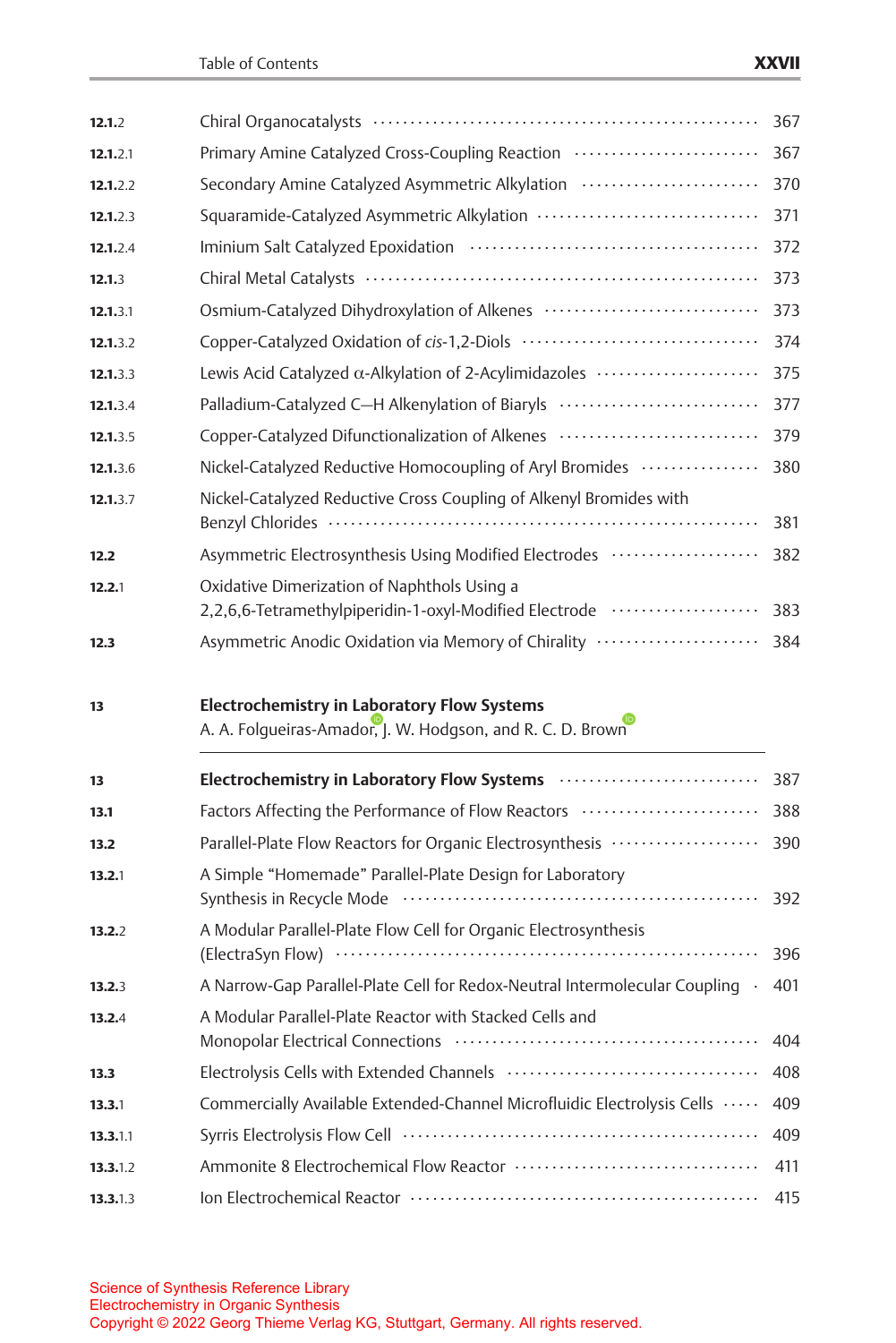| | | |
|---|---|---|
| **12.1**.2 | Chiral Organocatalysts | 367 |
| **12.1**.2.1 | Primary Amine Catalyzed Cross-Coupling Reaction | 367 |
| **12.1**.2.2 | Secondary Amine Catalyzed Asymmetric Alkylation | 370 |
| **12.1**.2.3 | Squaramide-Catalyzed Asymmetric Alkylation | 371 |
| **12.1**.2.4 | Iminium Salt Catalyzed Epoxidation | 372 |
| **12.1**.3 | Chiral Metal Catalysts | 373 |
| **12.1**.3.1 | Osmium-Catalyzed Dihydroxylation of Alkenes | 373 |
| **12.1**.3.2 | Copper-Catalyzed Oxidation of *cis*-1,2-Diols | 374 |
| **12.1**.3.3 | Lewis Acid Catalyzed α-Alkylation of 2-Acylimidazoles | 375 |
| **12.1**.3.4 | Palladium-Catalyzed C—H Alkenylation of Biaryls | 377 |
| **12.1**.3.5 | Copper-Catalyzed Difunctionalization of Alkenes | 379 |
| **12.1**.3.6 | Nickel-Catalyzed Reductive Homocoupling of Aryl Bromides | 380 |
| **12.1**.3.7 | Nickel-Catalyzed Reductive Cross Coupling of Alkenyl Bromides with Benzyl Chlorides | 381 |
| **12.2** | Asymmetric Electrosynthesis Using Modified Electrodes | 382 |
| **12.2**.1 | Oxidative Dimerization of Naphthols Using a 2,2,6,6-Tetramethylpiperidin-1-oxyl-Modified Electrode | 383 |
| **12.3** | Asymmetric Anodic Oxidation via Memory of Chirality | 384 |

**13** **Electrochemistry in Laboratory Flow Systems**
A. A. Folgueiras-Amador, J. W. Hodgson, and R. C. D. Brown

| | | |
|---|---|---|
| **13** | **Electrochemistry in Laboratory Flow Systems** | 387 |
| **13.1** | Factors Affecting the Performance of Flow Reactors | 388 |
| **13.2** | Parallel-Plate Flow Reactors for Organic Electrosynthesis | 390 |
| **13.2**.1 | A Simple "Homemade" Parallel-Plate Design for Laboratory Synthesis in Recycle Mode | 392 |
| **13.2**.2 | A Modular Parallel-Plate Flow Cell for Organic Electrosynthesis (ElectraSyn Flow) | 396 |
| **13.2**.3 | A Narrow-Gap Parallel-Plate Cell for Redox-Neutral Intermolecular Coupling | 401 |
| **13.2**.4 | A Modular Parallel-Plate Reactor with Stacked Cells and Monopolar Electrical Connections | 404 |
| **13.3** | Electrolysis Cells with Extended Channels | 408 |
| **13.3**.1 | Commercially Available Extended-Channel Microfluidic Electrolysis Cells | 409 |
| **13.3**.1.1 | Syrris Electrolysis Flow Cell | 409 |
| **13.3**.1.2 | Ammonite 8 Electrochemical Flow Reactor | 411 |
| **13.3**.1.3 | Ion Electrochemical Reactor | 415 |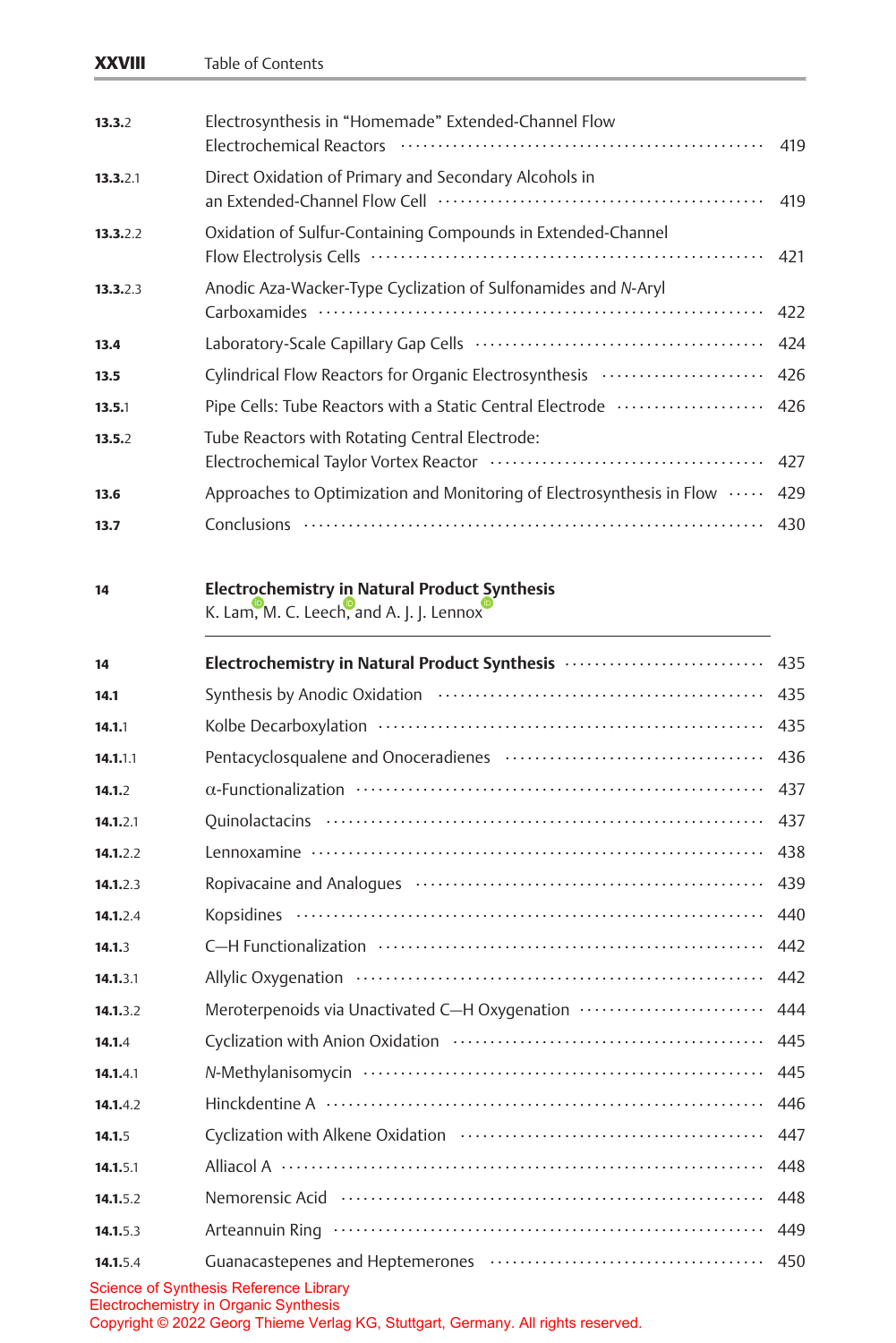| | | |
|---|---|---|
| **13.3.2** | Electrosynthesis in “Homemade” Extended-Channel Flow Electrochemical Reactors | 419 |
| **13.3.2.1** | Direct Oxidation of Primary and Secondary Alcohols in an Extended-Channel Flow Cell | 419 |
| **13.3.2.2** | Oxidation of Sulfur-Containing Compounds in Extended-Channel Flow Electrolysis Cells | 421 |
| **13.3.2.3** | Anodic Aza-Wacker-Type Cyclization of Sulfonamides and *N*-Aryl Carboxamides | 422 |
| **13.4** | Laboratory-Scale Capillary Gap Cells | 424 |
| **13.5** | Cylindrical Flow Reactors for Organic Electrosynthesis | 426 |
| **13.5.1** | Pipe Cells: Tube Reactors with a Static Central Electrode | 426 |
| **13.5.2** | Tube Reactors with Rotating Central Electrode: Electrochemical Taylor Vortex Reactor | 427 |
| **13.6** | Approaches to Optimization and Monitoring of Electrosynthesis in Flow | 429 |
| **13.7** | Conclusions | 430 |

**14** **Electrochemistry in Natural Product Synthesis**
K. Lam, M. C. Leech, and A. J. J. Lennox

| | | |
|---|---|---|
| **14** | **Electrochemistry in Natural Product Synthesis** | 435 |
| **14.1** | Synthesis by Anodic Oxidation | 435 |
| **14.1.1** | Kolbe Decarboxylation | 435 |
| **14.1.1.1** | Pentacyclosqualene and Onoceradienes | 436 |
| **14.1.2** | α-Functionalization | 437 |
| **14.1.2.1** | Quinolactacins | 437 |
| **14.1.2.2** | Lennoxamine | 438 |
| **14.1.2.3** | Ropivacaine and Analogues | 439 |
| **14.1.2.4** | Kopsidines | 440 |
| **14.1.3** | C—H Functionalization | 442 |
| **14.1.3.1** | Allylic Oxygenation | 442 |
| **14.1.3.2** | Meroterpenoids via Unactivated C—H Oxygenation | 444 |
| **14.1.4** | Cyclization with Anion Oxidation | 445 |
| **14.1.4.1** | *N*-Methylanisomycin | 445 |
| **14.1.4.2** | Hinckdentine A | 446 |
| **14.1.5** | Cyclization with Alkene Oxidation | 447 |
| **14.1.5.1** | Alliacol A | 448 |
| **14.1.5.2** | Nemorensic Acid | 448 |
| **14.1.5.3** | Arteannuin Ring | 449 |
| **14.1.5.4** | Guanacastepenes and Heptemerones | 450 |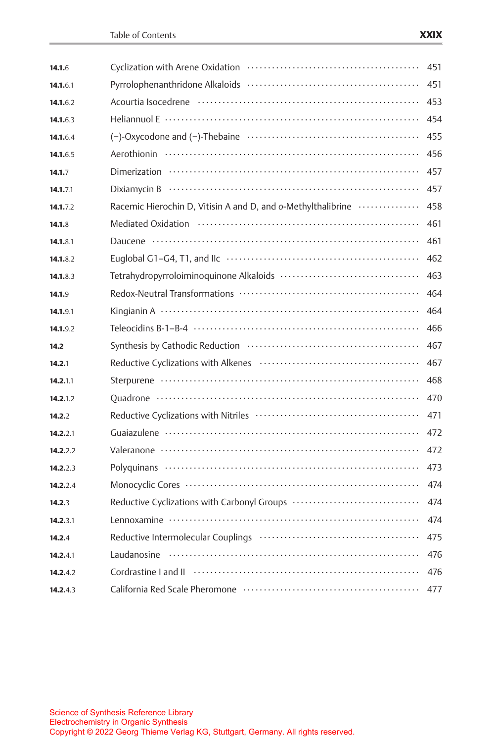| | | |
|---|---|---|
| **14.1.**6 | Cyclization with Arene Oxidation | 451 |
| **14.1.**6.1 | Pyrrolophenanthridone Alkaloids | 451 |
| **14.1.**6.2 | Acourtia Isocedrene | 453 |
| **14.1.**6.3 | Heliannuol E | 454 |
| **14.1.**6.4 | (−)-Oxycodone and (−)-Thebaine | 455 |
| **14.1.**6.5 | Aerothionin | 456 |
| **14.1.**7 | Dimerization | 457 |
| **14.1.**7.1 | Dixiamycin B | 457 |
| **14.1.**7.2 | Racemic Hierochin D, Vitisin A and D, and *o*-Methylthalibrine | 458 |
| **14.1.**8 | Mediated Oxidation | 461 |
| **14.1.**8.1 | Daucene | 461 |
| **14.1.**8.2 | Euglobal G1–G4, T1, and IIc | 462 |
| **14.1.**8.3 | Tetrahydropyrroloiminoquinone Alkaloids | 463 |
| **14.1.**9 | Redox-Neutral Transformations | 464 |
| **14.1.**9.1 | Kingianin A | 464 |
| **14.1.**9.2 | Teleocidins B-1–B-4 | 466 |
| **14.2** | Synthesis by Cathodic Reduction | 467 |
| **14.2.**1 | Reductive Cyclizations with Alkenes | 467 |
| **14.2.**1.1 | Sterpurene | 468 |
| **14.2.**1.2 | Quadrone | 470 |
| **14.2.**2 | Reductive Cyclizations with Nitriles | 471 |
| **14.2.**2.1 | Guaiazulene | 472 |
| **14.2.**2.2 | Valeranone | 472 |
| **14.2.**2.3 | Polyquinans | 473 |
| **14.2.**2.4 | Monocyclic Cores | 474 |
| **14.2.**3 | Reductive Cyclizations with Carbonyl Groups | 474 |
| **14.2.**3.1 | Lennoxamine | 474 |
| **14.2.**4 | Reductive Intermolecular Couplings | 475 |
| **14.2.**4.1 | Laudanosine | 476 |
| **14.2.**4.2 | Cordrastine I and II | 476 |
| **14.2.**4.3 | California Red Scale Pheromone | 477 |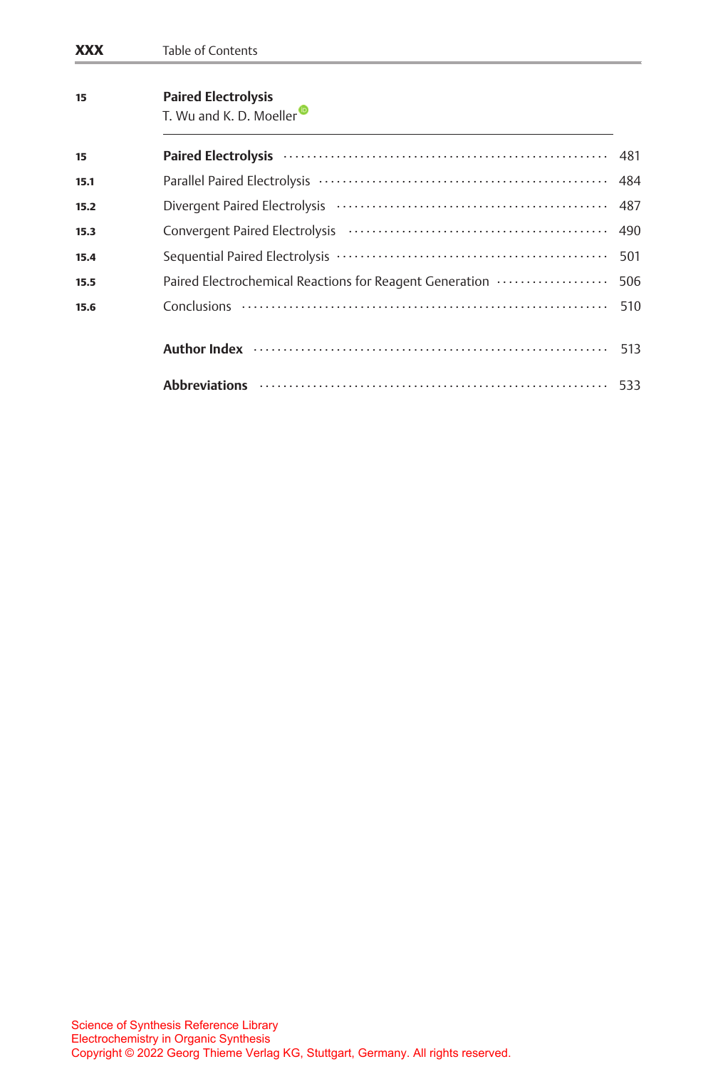**15** **Paired Electrolysis**
T. Wu and K. D. Moeller

---

| | | |
|---|---|---|
| **15** | **Paired Electrolysis** | 481 |
| **15.1** | Parallel Paired Electrolysis | 484 |
| **15.2** | Divergent Paired Electrolysis | 487 |
| **15.3** | Convergent Paired Electrolysis | 490 |
| **15.4** | Sequential Paired Electrolysis | 501 |
| **15.5** | Paired Electrochemical Reactions for Reagent Generation | 506 |
| **15.6** | Conclusions | 510 |
| | **Author Index** | 513 |
| | **Abbreviations** | 533 |

Science of Synthesis Reference Library
Electrochemistry in Organic Synthesis
Copyright © 2022 Georg Thieme Verlag KG, Stuttgart, Germany. All rights reserved.